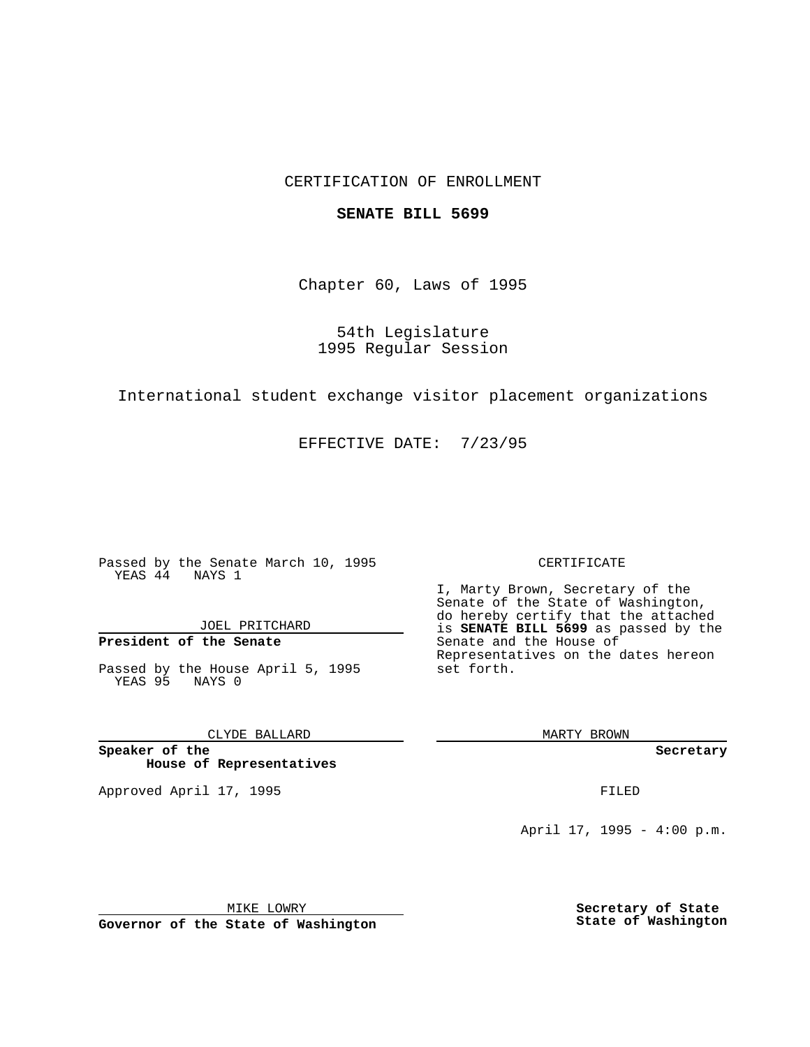CERTIFICATION OF ENROLLMENT

**SENATE BILL 5699**

Chapter 60, Laws of 1995

54th Legislature
1995 Regular Session

International student exchange visitor placement organizations

EFFECTIVE DATE: 7/23/95

Passed by the Senate March 10, 1995
YEAS 44 NAYS 1

JOEL PRITCHARD

**President of the Senate**

Passed by the House April 5, 1995
YEAS 95 NAYS 0

CLYDE BALLARD

**Speaker of the House of Representatives**

Approved April 17, 1995

MIKE LOWRY

**Governor of the State of Washington**

CERTIFICATE

I, Marty Brown, Secretary of the Senate of the State of Washington, do hereby certify that the attached is **SENATE BILL 5699** as passed by the Senate and the House of Representatives on the dates hereon set forth.

MARTY BROWN

**Secretary**

FILED

April 17, 1995 - 4:00 p.m.

**Secretary of State**
**State of Washington**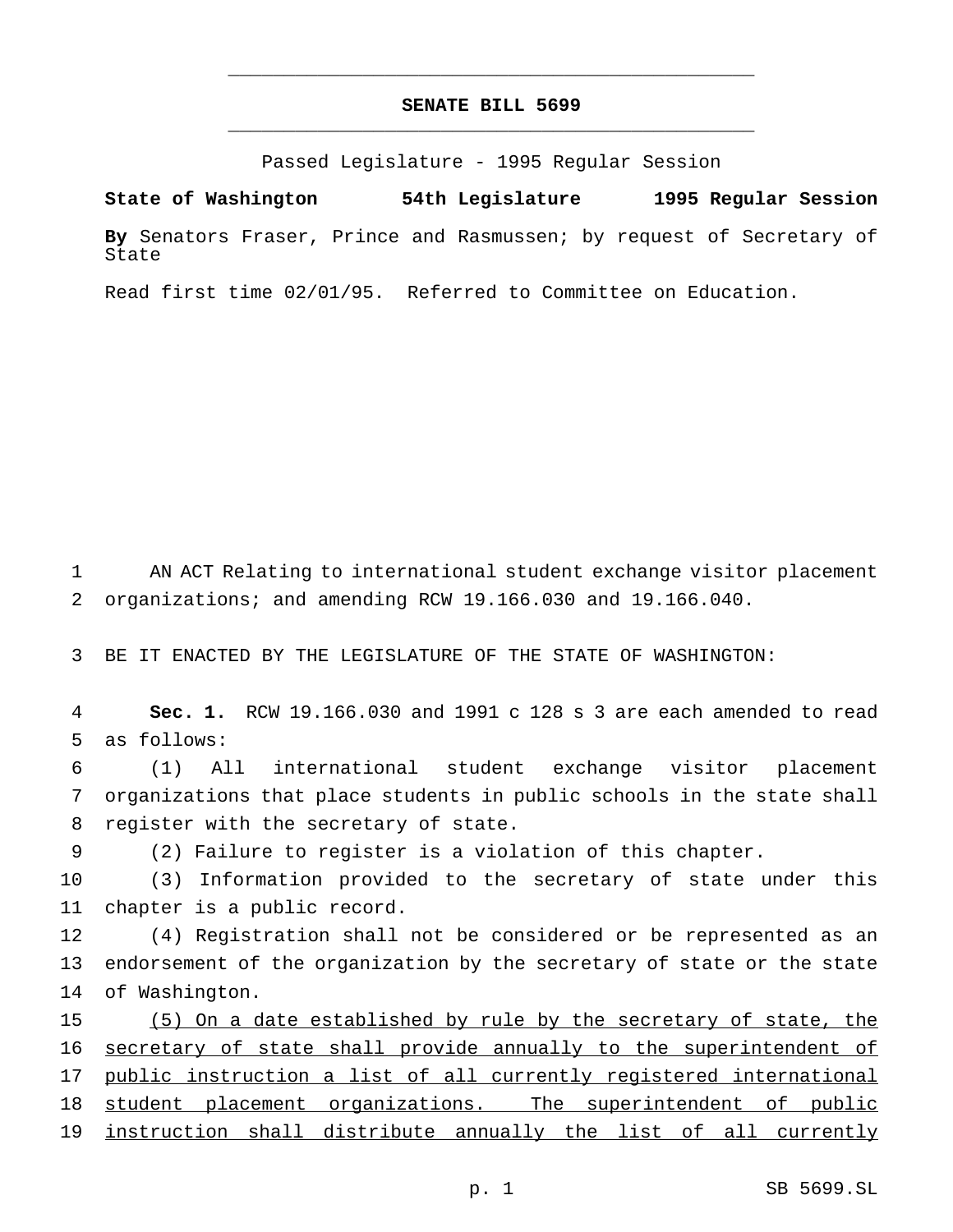# SENATE BILL 5699

Passed Legislature - 1995 Regular Session

**State of Washington 54th Legislature 1995 Regular Session**

**By** Senators Fraser, Prince and Rasmussen; by request of Secretary of State

Read first time 02/01/95. Referred to Committee on Education.

AN ACT Relating to international student exchange visitor placement organizations; and amending RCW 19.166.030 and 19.166.040.

BE IT ENACTED BY THE LEGISLATURE OF THE STATE OF WASHINGTON:

**Sec. 1.** RCW 19.166.030 and 1991 c 128 s 3 are each amended to read as follows:

(1) All international student exchange visitor placement organizations that place students in public schools in the state shall register with the secretary of state.

(2) Failure to register is a violation of this chapter.

(3) Information provided to the secretary of state under this chapter is a public record.

(4) Registration shall not be considered or be represented as an endorsement of the organization by the secretary of state or the state of Washington.

<u>(5) On a date established by rule by the secretary of state, the secretary of state shall provide annually to the superintendent of public instruction a list of all currently registered international student placement organizations. The superintendent of public instruction shall distribute annually the list of all currently</u>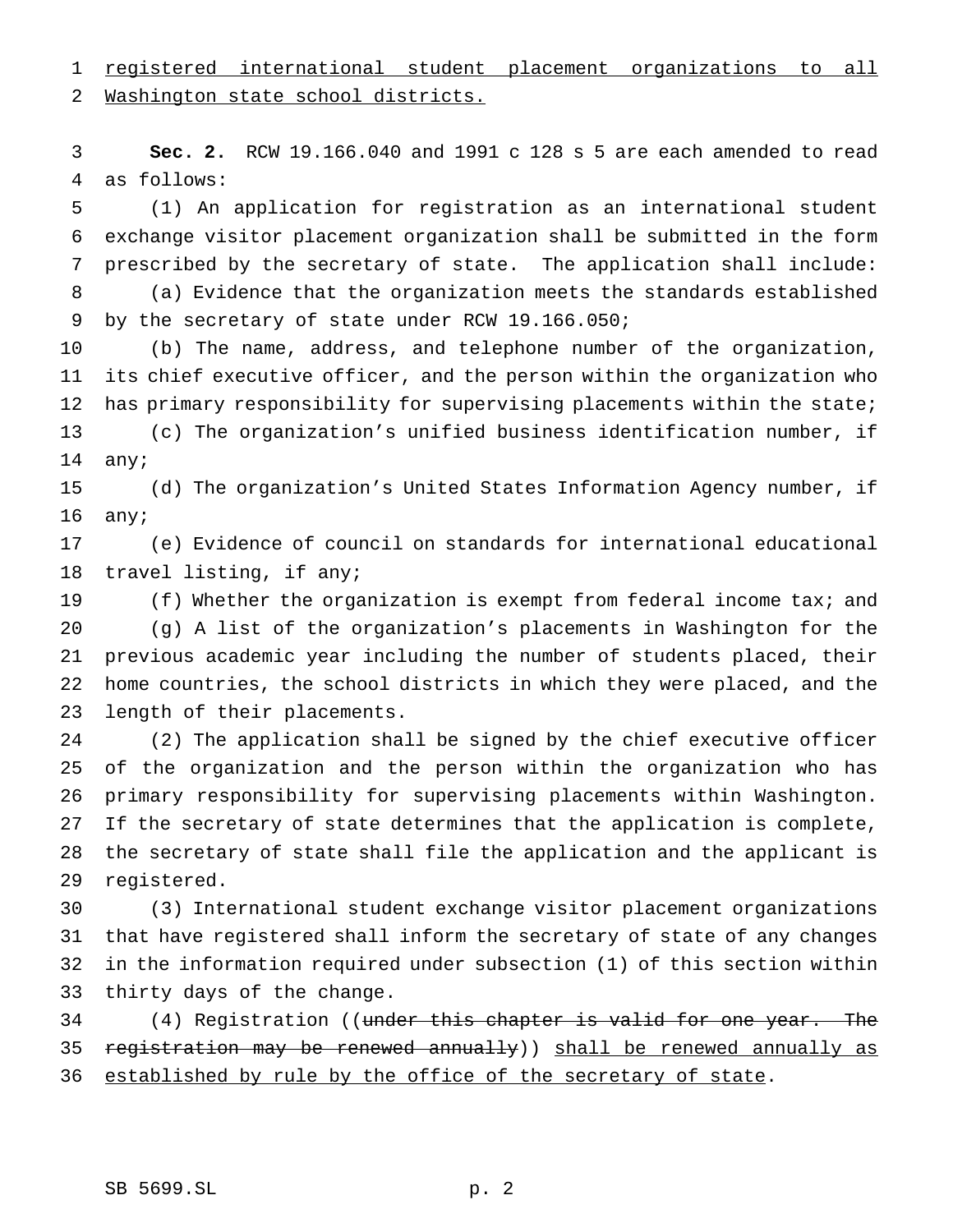registered international student placement organizations to all Washington state school districts.

**Sec. 2.** RCW 19.166.040 and 1991 c 128 s 5 are each amended to read as follows:

(1) An application for registration as an international student exchange visitor placement organization shall be submitted in the form prescribed by the secretary of state. The application shall include:

(a) Evidence that the organization meets the standards established by the secretary of state under RCW 19.166.050;

(b) The name, address, and telephone number of the organization, its chief executive officer, and the person within the organization who has primary responsibility for supervising placements within the state;

(c) The organization's unified business identification number, if any;

(d) The organization's United States Information Agency number, if any;

(e) Evidence of council on standards for international educational travel listing, if any;

(f) Whether the organization is exempt from federal income tax; and

(g) A list of the organization's placements in Washington for the previous academic year including the number of students placed, their home countries, the school districts in which they were placed, and the length of their placements.

(2) The application shall be signed by the chief executive officer of the organization and the person within the organization who has primary responsibility for supervising placements within Washington. If the secretary of state determines that the application is complete, the secretary of state shall file the application and the applicant is registered.

(3) International student exchange visitor placement organizations that have registered shall inform the secretary of state of any changes in the information required under subsection (1) of this section within thirty days of the change.

(4) Registration ((~~under this chapter is valid for one year. The registration may be renewed annually~~)) shall be renewed annually as established by rule by the office of the secretary of state.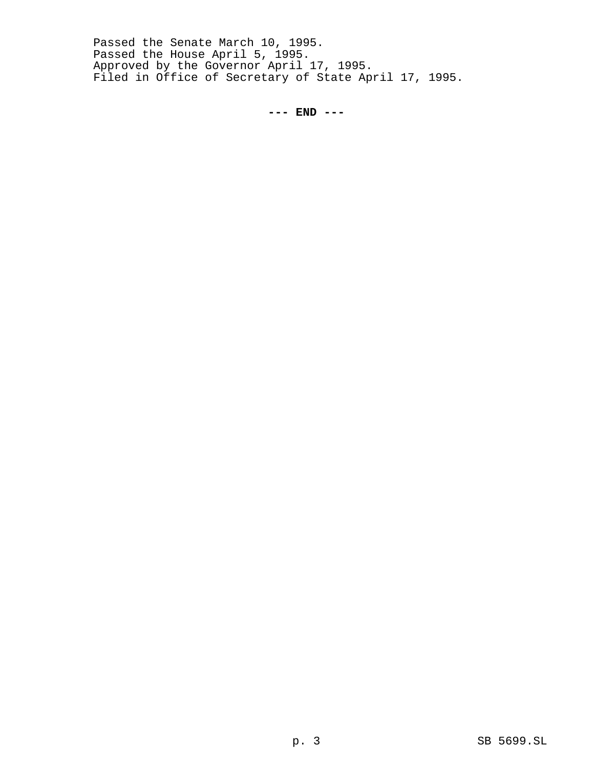Passed the Senate March 10, 1995.
Passed the House April 5, 1995.
Approved by the Governor April 17, 1995.
Filed in Office of Secretary of State April 17, 1995.

**--- END ---**